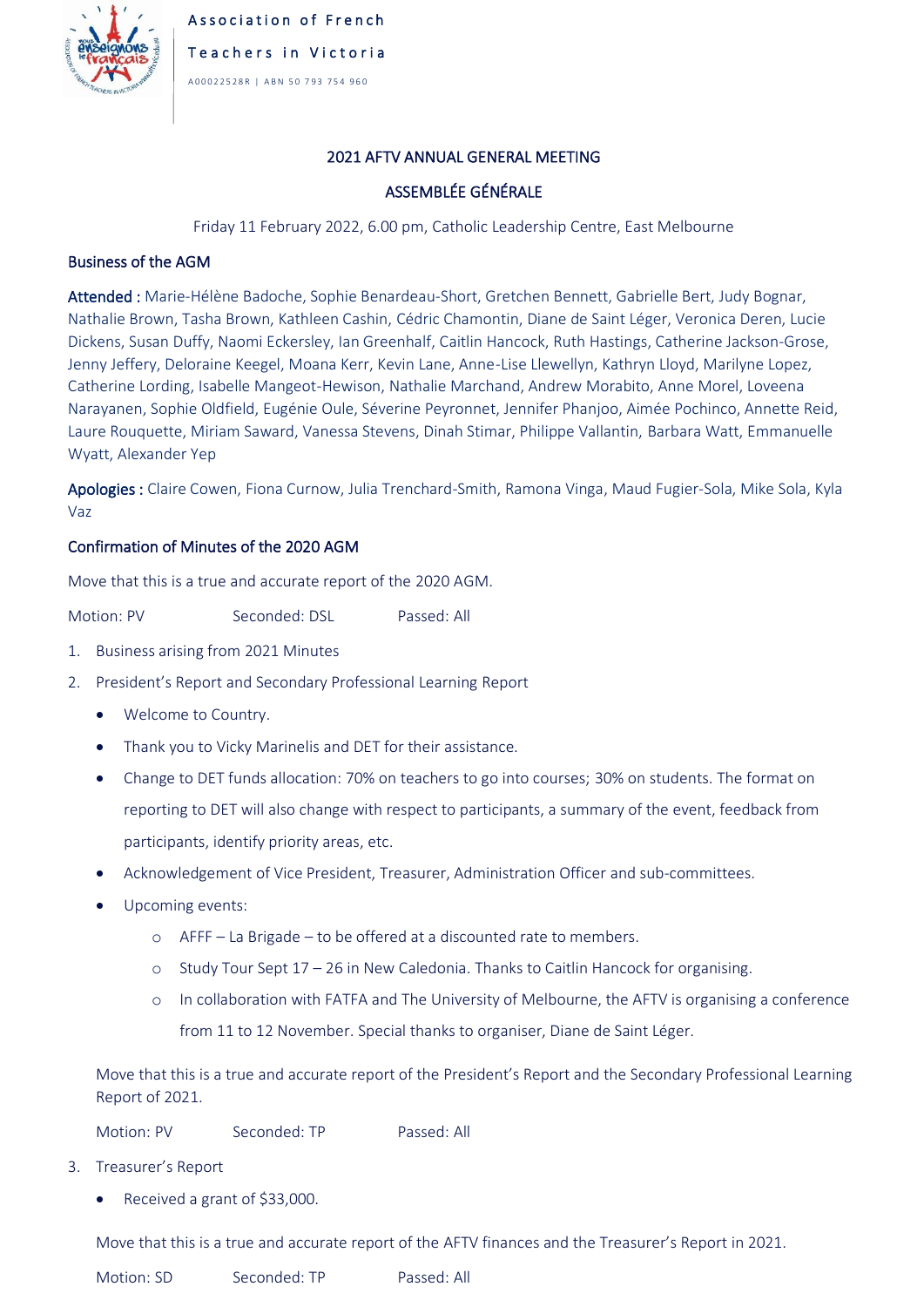Association of French

Teachers in Victoria

A00022528R | ABN 50 793 754 960

## 2021 AFTV ANNUAL GENERAL MEETING

## ASSEMBLÉE GÉNÉRALE

Friday 11 February 2022, 6.00 pm, Catholic Leadership Centre, East Melbourne

### Business of the AGM

**Attended :** Marie-Hélène Badoche, Sophie Benardeau-Short, Gretchen Bennett, Gabrielle Bert, Judy Bognar, Nathalie Brown, Tasha Brown, Kathleen Cashin, Cédric Chamontin, Diane de Saint Léger, Veronica Deren, Lucie Dickens, Susan Duffy, Naomi Eckersley, Ian Greenhalf, Caitlin Hancock, Ruth Hastings, Catherine Jackson-Grose, Jenny Jeffery, Deloraine Keegel, Moana Kerr, Kevin Lane, Anne-Lise Llewellyn, Kathryn Lloyd, Marilyne Lopez, Catherine Lording, Isabelle Mangeot-Hewison, Nathalie Marchand, Andrew Morabito, Anne Morel, Loveena Narayanen, Sophie Oldfield, Eugénie Oule, Séverine Peyronnet, Jennifer Phanjoo, Aimée Pochinco, Annette Reid, Laure Rouquette, Miriam Saward, Vanessa Stevens, Dinah Stimar, Philippe Vallantin, Barbara Watt, Emmanuelle Wyatt, Alexander Yep

**Apologies :** Claire Cowen, Fiona Curnow, Julia Trenchard-Smith, Ramona Vinga, Maud Fugier-Sola, Mike Sola, Kyla Vaz

### Confirmation of Minutes of the 2020 AGM

Move that this is a true and accurate report of the 2020 AGM.

Motion: PV Seconded: DSL Passed: All

1. Business arising from 2021 Minutes
2. President's Report and Secondary Professional Learning Report
   - Welcome to Country.
   - Thank you to Vicky Marinelis and DET for their assistance.
   - Change to DET funds allocation: 70% on teachers to go into courses; 30% on students. The format on reporting to DET will also change with respect to participants, a summary of the event, feedback from participants, identify priority areas, etc.
   - Acknowledgement of Vice President, Treasurer, Administration Officer and sub-committees.
   - Upcoming events:
     - AFFF – La Brigade – to be offered at a discounted rate to members.
     - Study Tour Sept 17 – 26 in New Caledonia. Thanks to Caitlin Hancock for organising.
     - In collaboration with FATFA and The University of Melbourne, the AFTV is organising a conference from 11 to 12 November. Special thanks to organiser, Diane de Saint Léger.

   Move that this is a true and accurate report of the President's Report and the Secondary Professional Learning Report of 2021.

   Motion: PV Seconded: TP Passed: All
3. Treasurer's Report
   - Received a grant of $33,000.

   Move that this is a true and accurate report of the AFTV finances and the Treasurer's Report in 2021.

   Motion: SD Seconded: TP Passed: All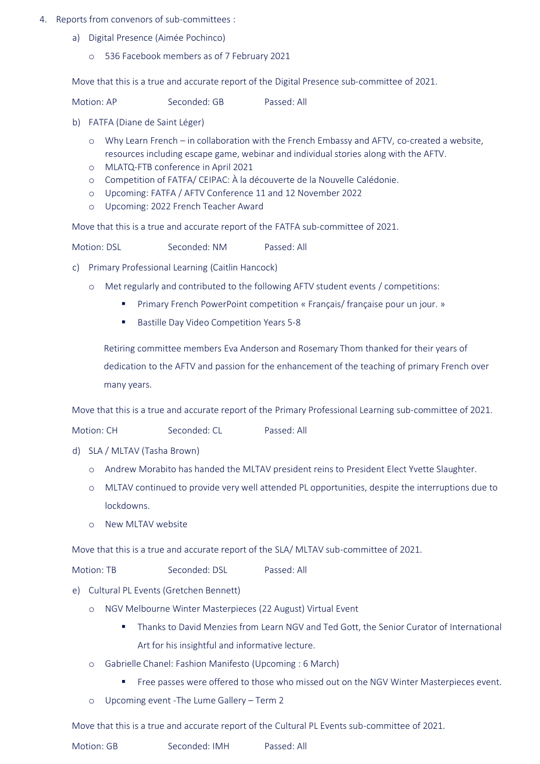4. Reports from convenors of sub-committees :

   a) Digital Presence (Aimée Pochinco)

      - 536 Facebook members as of 7 February 2021

   Move that this is a true and accurate report of the Digital Presence sub-committee of 2021.

   Motion: AP    Seconded: GB    Passed: All

   b) FATFA (Diane de Saint Léger)

      - Why Learn French – in collaboration with the French Embassy and AFTV, co-created a website, resources including escape game, webinar and individual stories along with the AFTV.
      - MLATQ-FTB conference in April 2021
      - Competition of FATFA/ CEIPAC: À la découverte de la Nouvelle Calédonie.
      - Upcoming: FATFA / AFTV Conference 11 and 12 November 2022
      - Upcoming: 2022 French Teacher Award

   Move that this is a true and accurate report of the FATFA sub-committee of 2021.

   Motion: DSL    Seconded: NM    Passed: All

   c) Primary Professional Learning (Caitlin Hancock)

      - Met regularly and contributed to the following AFTV student events / competitions:
        - Primary French PowerPoint competition « Français/ française pour un jour. »
        - Bastille Day Video Competition Years 5-8

      Retiring committee members Eva Anderson and Rosemary Thom thanked for their years of dedication to the AFTV and passion for the enhancement of the teaching of primary French over many years.

   Move that this is a true and accurate report of the Primary Professional Learning sub-committee of 2021.

   Motion: CH    Seconded: CL    Passed: All

   d) SLA / MLTAV (Tasha Brown)

      - Andrew Morabito has handed the MLTAV president reins to President Elect Yvette Slaughter.
      - MLTAV continued to provide very well attended PL opportunities, despite the interruptions due to lockdowns.
      - New MLTAV website

   Move that this is a true and accurate report of the SLA/ MLTAV sub-committee of 2021.

   Motion: TB    Seconded: DSL    Passed: All

   e) Cultural PL Events (Gretchen Bennett)

      - NGV Melbourne Winter Masterpieces (22 August) Virtual Event
        - Thanks to David Menzies from Learn NGV and Ted Gott, the Senior Curator of International Art for his insightful and informative lecture.
      - Gabrielle Chanel: Fashion Manifesto (Upcoming : 6 March)
        - Free passes were offered to those who missed out on the NGV Winter Masterpieces event.
      - Upcoming event -The Lume Gallery – Term 2

   Move that this is a true and accurate report of the Cultural PL Events sub-committee of 2021.

   Motion: GB    Seconded: IMH    Passed: All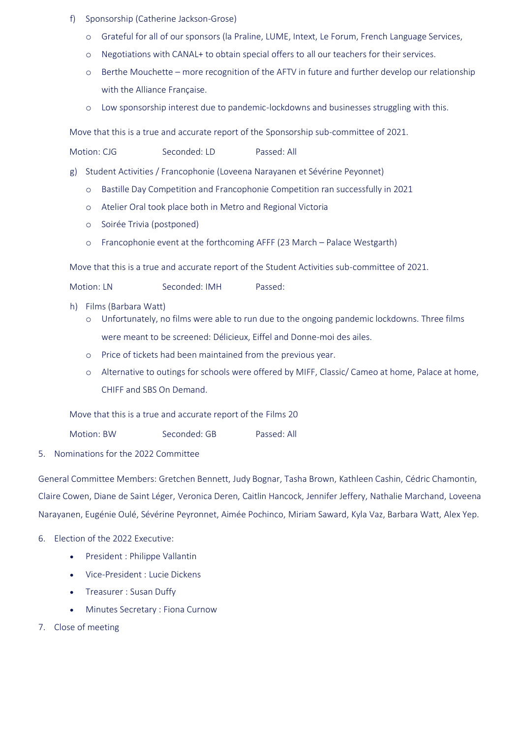f) Sponsorship (Catherine Jackson-Grose)

- Grateful for all of our sponsors (la Praline, LUME, Intext, Le Forum, French Language Services,
- Negotiations with CANAL+ to obtain special offers to all our teachers for their services.
- Berthe Mouchette – more recognition of the AFTV in future and further develop our relationship with the Alliance Française.
- Low sponsorship interest due to pandemic-lockdowns and businesses struggling with this.

Move that this is a true and accurate report of the Sponsorship sub-committee of 2021.

Motion: CJG Seconded: LD Passed: All

g) Student Activities / Francophonie (Loveena Narayanen et Sévérine Peyonnet)

- Bastille Day Competition and Francophonie Competition ran successfully in 2021
- Atelier Oral took place both in Metro and Regional Victoria
- Soirée Trivia (postponed)
- Francophonie event at the forthcoming AFFF (23 March – Palace Westgarth)

Move that this is a true and accurate report of the Student Activities sub-committee of 2021.

Motion: LN Seconded: IMH Passed:

h) Films (Barbara Watt)

- Unfortunately, no films were able to run due to the ongoing pandemic lockdowns. Three films were meant to be screened: Délicieux, Eiffel and Donne-moi des ailes.
- Price of tickets had been maintained from the previous year.
- Alternative to outings for schools were offered by MIFF, Classic/ Cameo at home, Palace at home, CHIFF and SBS On Demand.

Move that this is a true and accurate report of the Films 20

Motion: BW Seconded: GB Passed: All

5. Nominations for the 2022 Committee

General Committee Members: Gretchen Bennett, Judy Bognar, Tasha Brown, Kathleen Cashin, Cédric Chamontin, Claire Cowen, Diane de Saint Léger, Veronica Deren, Caitlin Hancock, Jennifer Jeffery, Nathalie Marchand, Loveena Narayanen, Eugénie Oulé, Sévérine Peyronnet, Aimée Pochinco, Miriam Saward, Kyla Vaz, Barbara Watt, Alex Yep.

6. Election of the 2022 Executive:

- President : Philippe Vallantin
- Vice-President : Lucie Dickens
- Treasurer : Susan Duffy
- Minutes Secretary : Fiona Curnow

7. Close of meeting